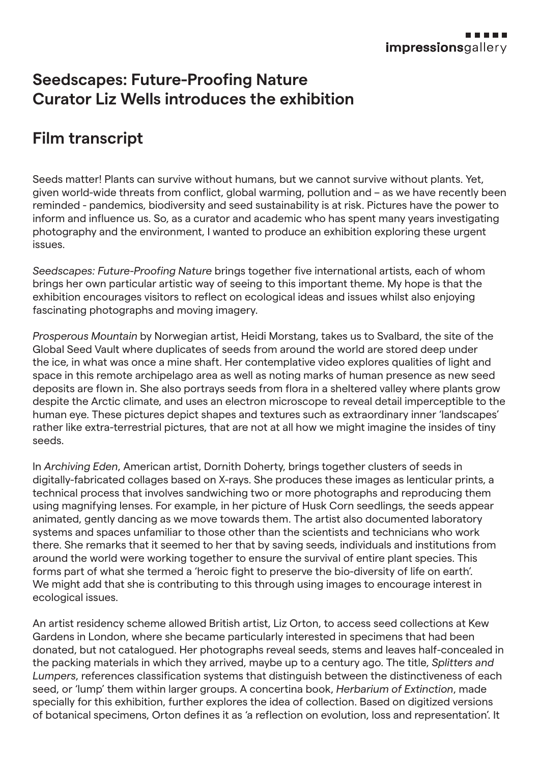# Seedscapes: Future-Proofing Nature
# Curator Liz Wells introduces the exhibition

## Film transcript

Seeds matter! Plants can survive without humans, but we cannot survive without plants. Yet, given world-wide threats from conflict, global warming, pollution and – as we have recently been reminded - pandemics, biodiversity and seed sustainability is at risk. Pictures have the power to inform and influence us. So, as a curator and academic who has spent many years investigating photography and the environment, I wanted to produce an exhibition exploring these urgent issues.

*Seedscapes: Future-Proofing Nature* brings together five international artists, each of whom brings her own particular artistic way of seeing to this important theme. My hope is that the exhibition encourages visitors to reflect on ecological ideas and issues whilst also enjoying fascinating photographs and moving imagery.

*Prosperous Mountain* by Norwegian artist, Heidi Morstang, takes us to Svalbard, the site of the Global Seed Vault where duplicates of seeds from around the world are stored deep under the ice, in what was once a mine shaft. Her contemplative video explores qualities of light and space in this remote archipelago area as well as noting marks of human presence as new seed deposits are flown in. She also portrays seeds from flora in a sheltered valley where plants grow despite the Arctic climate, and uses an electron microscope to reveal detail imperceptible to the human eye. These pictures depict shapes and textures such as extraordinary inner 'landscapes' rather like extra-terrestrial pictures, that are not at all how we might imagine the insides of tiny seeds.

In *Archiving Eden*, American artist, Dornith Doherty, brings together clusters of seeds in digitally-fabricated collages based on X-rays. She produces these images as lenticular prints, a technical process that involves sandwiching two or more photographs and reproducing them using magnifying lenses. For example, in her picture of Husk Corn seedlings, the seeds appear animated, gently dancing as we move towards them. The artist also documented laboratory systems and spaces unfamiliar to those other than the scientists and technicians who work there. She remarks that it seemed to her that by saving seeds, individuals and institutions from around the world were working together to ensure the survival of entire plant species. This forms part of what she termed a 'heroic fight to preserve the bio-diversity of life on earth'. We might add that she is contributing to this through using images to encourage interest in ecological issues.

An artist residency scheme allowed British artist, Liz Orton, to access seed collections at Kew Gardens in London, where she became particularly interested in specimens that had been donated, but not catalogued. Her photographs reveal seeds, stems and leaves half-concealed in the packing materials in which they arrived, maybe up to a century ago. The title, *Splitters and Lumpers*, references classification systems that distinguish between the distinctiveness of each seed, or 'lump' them within larger groups. A concertina book, *Herbarium of Extinction*, made specially for this exhibition, further explores the idea of collection. Based on digitized versions of botanical specimens, Orton defines it as 'a reflection on evolution, loss and representation'. It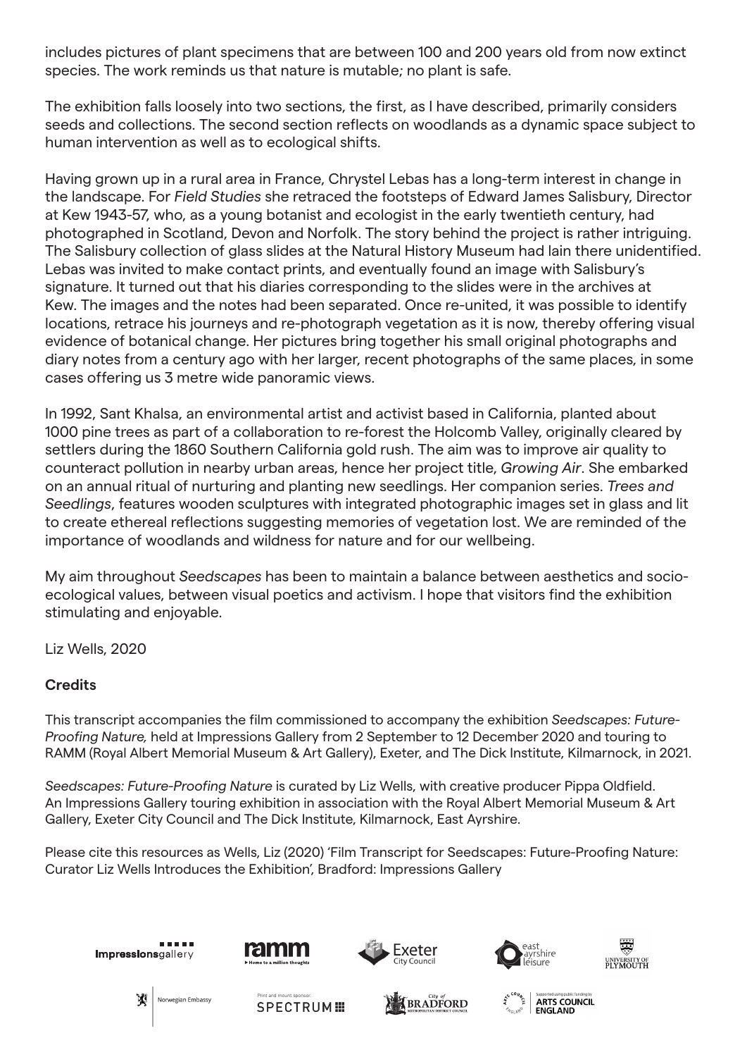includes pictures of plant specimens that are between 100 and 200 years old from now extinct species. The work reminds us that nature is mutable; no plant is safe.

The exhibition falls loosely into two sections, the first, as I have described, primarily considers seeds and collections. The second section reflects on woodlands as a dynamic space subject to human intervention as well as to ecological shifts.

Having grown up in a rural area in France, Chrystel Lebas has a long-term interest in change in the landscape. For *Field Studies* she retraced the footsteps of Edward James Salisbury, Director at Kew 1943-57, who, as a young botanist and ecologist in the early twentieth century, had photographed in Scotland, Devon and Norfolk. The story behind the project is rather intriguing. The Salisbury collection of glass slides at the Natural History Museum had lain there unidentified. Lebas was invited to make contact prints, and eventually found an image with Salisbury's signature. It turned out that his diaries corresponding to the slides were in the archives at Kew. The images and the notes had been separated. Once re-united, it was possible to identify locations, retrace his journeys and re-photograph vegetation as it is now, thereby offering visual evidence of botanical change. Her pictures bring together his small original photographs and diary notes from a century ago with her larger, recent photographs of the same places, in some cases offering us 3 metre wide panoramic views.

In 1992, Sant Khalsa, an environmental artist and activist based in California, planted about 1000 pine trees as part of a collaboration to re-forest the Holcomb Valley, originally cleared by settlers during the 1860 Southern California gold rush. The aim was to improve air quality to counteract pollution in nearby urban areas, hence her project title, *Growing Air*. She embarked on an annual ritual of nurturing and planting new seedlings. Her companion series. *Trees and Seedlings*, features wooden sculptures with integrated photographic images set in glass and lit to create ethereal reflections suggesting memories of vegetation lost. We are reminded of the importance of woodlands and wildness for nature and for our wellbeing.

My aim throughout *Seedscapes* has been to maintain a balance between aesthetics and socio-ecological values, between visual poetics and activism. I hope that visitors find the exhibition stimulating and enjoyable.

Liz Wells, 2020

**Credits**

This transcript accompanies the film commissioned to accompany the exhibition *Seedscapes: Future-Proofing Nature,* held at Impressions Gallery from 2 September to 12 December 2020 and touring to RAMM (Royal Albert Memorial Museum & Art Gallery), Exeter, and The Dick Institute, Kilmarnock, in 2021.

*Seedscapes: Future-Proofing Nature* is curated by Liz Wells, with creative producer Pippa Oldfield. An Impressions Gallery touring exhibition in association with the Royal Albert Memorial Museum & Art Gallery, Exeter City Council and The Dick Institute, Kilmarnock, East Ayrshire.

Please cite this resources as Wells, Liz (2020) 'Film Transcript for Seedscapes: Future-Proofing Nature: Curator Liz Wells Introduces the Exhibition', Bradford: Impressions Gallery

Impressionsgallery | ramm | Exeter City Council | east ayrshire leisure | University of Plymouth

Norwegian Embassy | Print and mount sponsor: SPECTRUM | City of Bradford Metropolitan District Council | Supported using public funding by Arts Council England